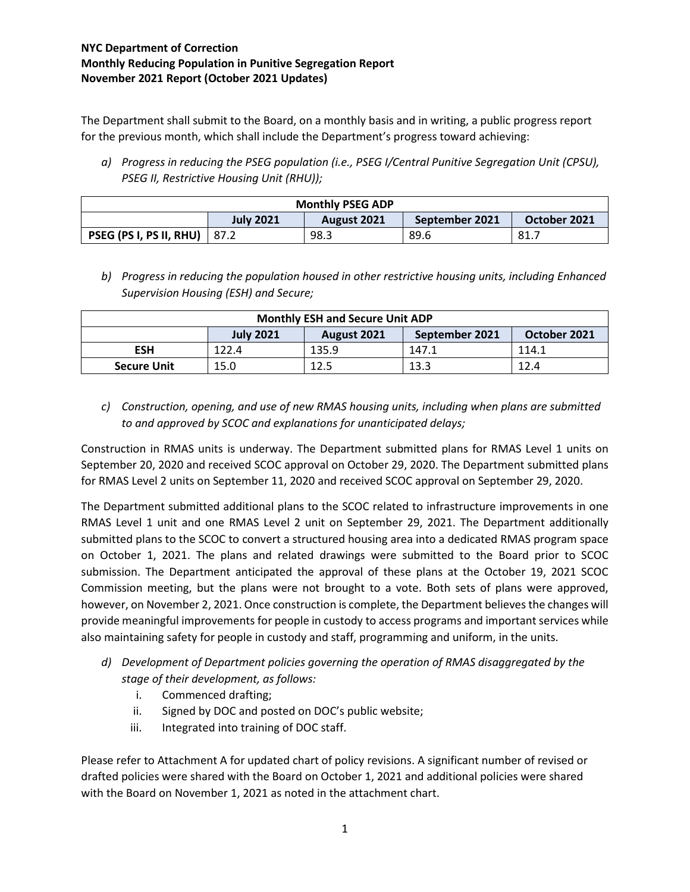**NYC Department of Correction**
**Monthly Reducing Population in Punitive Segregation Report**
**November 2021 Report (October 2021 Updates)**

The Department shall submit to the Board, on a monthly basis and in writing, a public progress report for the previous month, which shall include the Department's progress toward achieving:

*a) Progress in reducing the PSEG population (i.e., PSEG I/Central Punitive Segregation Unit (CPSU), PSEG II, Restrictive Housing Unit (RHU));*

| Monthly PSEG ADP | | | | |
|---|---|---|---|---|
| | **July 2021** | **August 2021** | **September 2021** | **October 2021** |
| **PSEG (PS I, PS II, RHU)** | 87.2 | 98.3 | 89.6 | 81.7 |

*b) Progress in reducing the population housed in other restrictive housing units, including Enhanced Supervision Housing (ESH) and Secure;*

| Monthly ESH and Secure Unit ADP | | | | |
|---|---|---|---|---|
| | **July 2021** | **August 2021** | **September 2021** | **October 2021** |
| **ESH** | 122.4 | 135.9 | 147.1 | 114.1 |
| **Secure Unit** | 15.0 | 12.5 | 13.3 | 12.4 |

*c) Construction, opening, and use of new RMAS housing units, including when plans are submitted to and approved by SCOC and explanations for unanticipated delays;*

Construction in RMAS units is underway. The Department submitted plans for RMAS Level 1 units on September 20, 2020 and received SCOC approval on October 29, 2020. The Department submitted plans for RMAS Level 2 units on September 11, 2020 and received SCOC approval on September 29, 2020.

The Department submitted additional plans to the SCOC related to infrastructure improvements in one RMAS Level 1 unit and one RMAS Level 2 unit on September 29, 2021. The Department additionally submitted plans to the SCOC to convert a structured housing area into a dedicated RMAS program space on October 1, 2021. The plans and related drawings were submitted to the Board prior to SCOC submission. The Department anticipated the approval of these plans at the October 19, 2021 SCOC Commission meeting, but the plans were not brought to a vote. Both sets of plans were approved, however, on November 2, 2021. Once construction is complete, the Department believes the changes will provide meaningful improvements for people in custody to access programs and important services while also maintaining safety for people in custody and staff, programming and uniform, in the units.

*d) Development of Department policies governing the operation of RMAS disaggregated by the stage of their development, as follows:*

i. Commenced drafting;
ii. Signed by DOC and posted on DOC's public website;
iii. Integrated into training of DOC staff.

Please refer to Attachment A for updated chart of policy revisions. A significant number of revised or drafted policies were shared with the Board on October 1, 2021 and additional policies were shared with the Board on November 1, 2021 as noted in the attachment chart.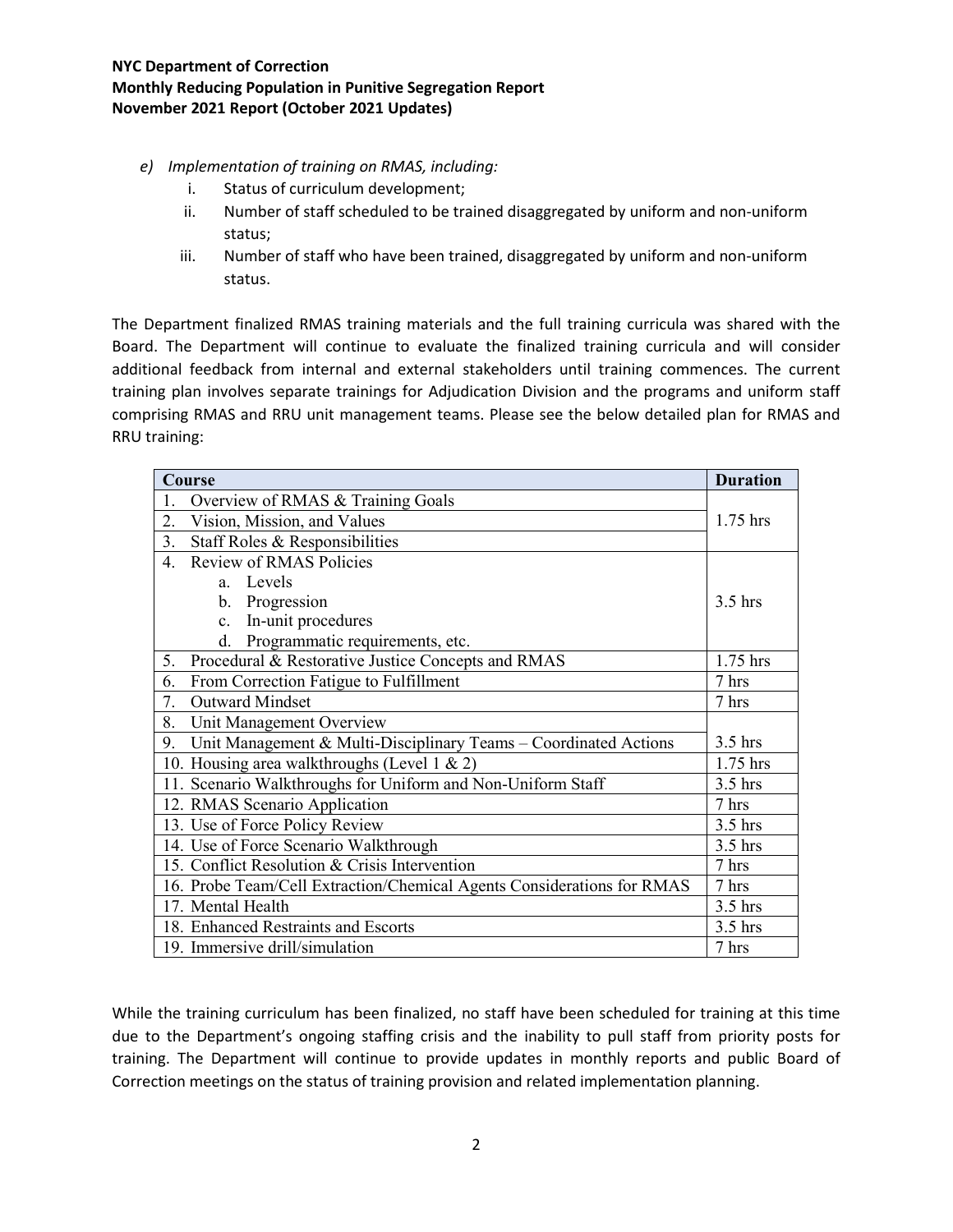*e) Implementation of training on RMAS, including:*

i. Status of curriculum development;

ii. Number of staff scheduled to be trained disaggregated by uniform and non-uniform status;

iii. Number of staff who have been trained, disaggregated by uniform and non-uniform status.

The Department finalized RMAS training materials and the full training curricula was shared with the Board. The Department will continue to evaluate the finalized training curricula and will consider additional feedback from internal and external stakeholders until training commences. The current training plan involves separate trainings for Adjudication Division and the programs and uniform staff comprising RMAS and RRU unit management teams. Please see the below detailed plan for RMAS and RRU training:

| Course | Duration |
|---|---|
| 1. Overview of RMAS & Training Goals<br>2. Vision, Mission, and Values<br>3. Staff Roles & Responsibilities | 1.75 hrs |
| 4. Review of RMAS Policies<br>a. Levels<br>b. Progression<br>c. In-unit procedures<br>d. Programmatic requirements, etc. | 3.5 hrs |
| 5. Procedural & Restorative Justice Concepts and RMAS | 1.75 hrs |
| 6. From Correction Fatigue to Fulfillment | 7 hrs |
| 7. Outward Mindset | 7 hrs |
| 8. Unit Management Overview<br>9. Unit Management & Multi-Disciplinary Teams – Coordinated Actions | 3.5 hrs |
| 10. Housing area walkthroughs (Level 1 & 2) | 1.75 hrs |
| 11. Scenario Walkthroughs for Uniform and Non-Uniform Staff | 3.5 hrs |
| 12. RMAS Scenario Application | 7 hrs |
| 13. Use of Force Policy Review | 3.5 hrs |
| 14. Use of Force Scenario Walkthrough | 3.5 hrs |
| 15. Conflict Resolution & Crisis Intervention | 7 hrs |
| 16. Probe Team/Cell Extraction/Chemical Agents Considerations for RMAS | 7 hrs |
| 17. Mental Health | 3.5 hrs |
| 18. Enhanced Restraints and Escorts | 3.5 hrs |
| 19. Immersive drill/simulation | 7 hrs |

While the training curriculum has been finalized, no staff have been scheduled for training at this time due to the Department's ongoing staffing crisis and the inability to pull staff from priority posts for training. The Department will continue to provide updates in monthly reports and public Board of Correction meetings on the status of training provision and related implementation planning.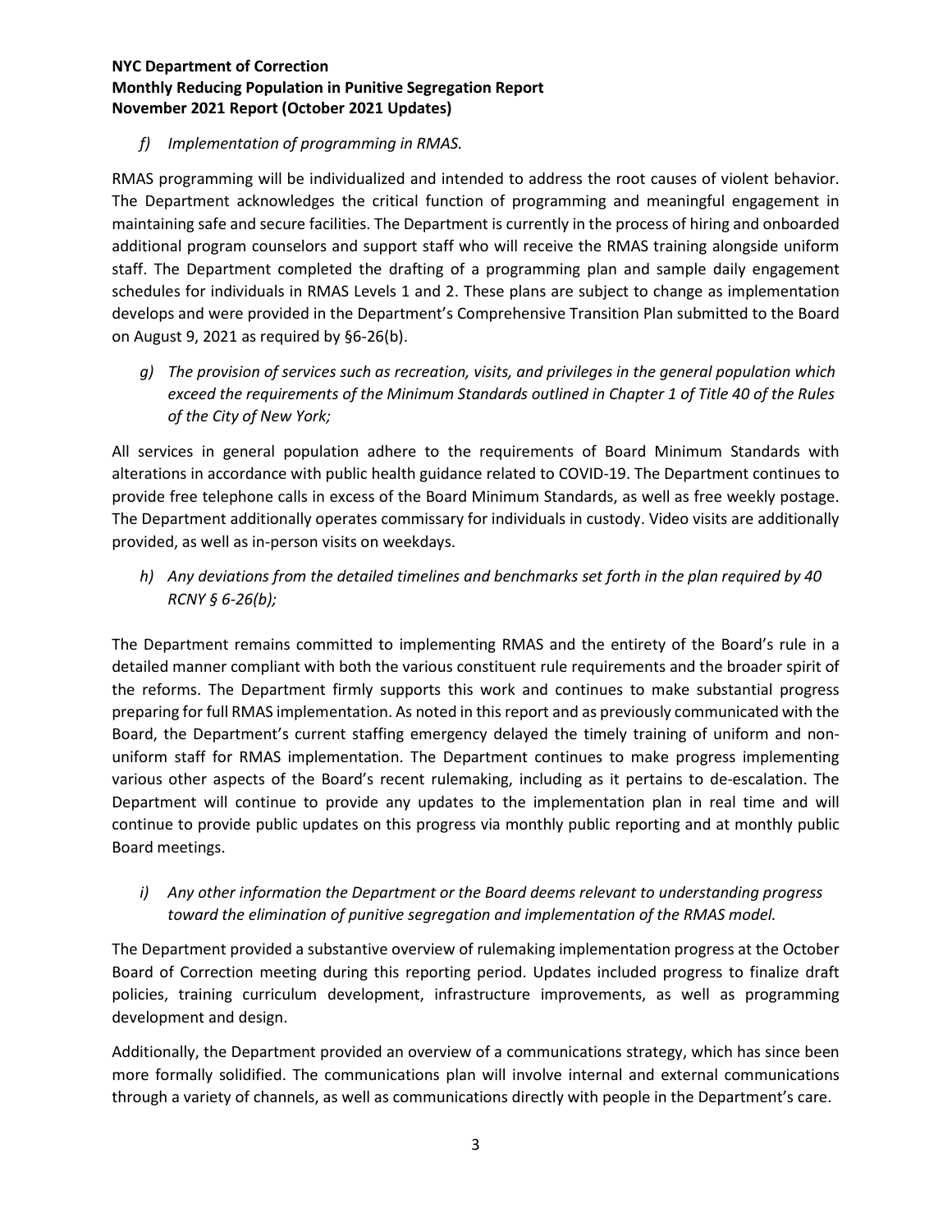*f) Implementation of programming in RMAS.*

RMAS programming will be individualized and intended to address the root causes of violent behavior. The Department acknowledges the critical function of programming and meaningful engagement in maintaining safe and secure facilities. The Department is currently in the process of hiring and onboarded additional program counselors and support staff who will receive the RMAS training alongside uniform staff. The Department completed the drafting of a programming plan and sample daily engagement schedules for individuals in RMAS Levels 1 and 2. These plans are subject to change as implementation develops and were provided in the Department's Comprehensive Transition Plan submitted to the Board on August 9, 2021 as required by §6-26(b).

*g) The provision of services such as recreation, visits, and privileges in the general population which exceed the requirements of the Minimum Standards outlined in Chapter 1 of Title 40 of the Rules of the City of New York;*

All services in general population adhere to the requirements of Board Minimum Standards with alterations in accordance with public health guidance related to COVID-19. The Department continues to provide free telephone calls in excess of the Board Minimum Standards, as well as free weekly postage. The Department additionally operates commissary for individuals in custody. Video visits are additionally provided, as well as in-person visits on weekdays.

*h) Any deviations from the detailed timelines and benchmarks set forth in the plan required by 40 RCNY § 6-26(b);*

The Department remains committed to implementing RMAS and the entirety of the Board's rule in a detailed manner compliant with both the various constituent rule requirements and the broader spirit of the reforms. The Department firmly supports this work and continues to make substantial progress preparing for full RMAS implementation. As noted in this report and as previously communicated with the Board, the Department's current staffing emergency delayed the timely training of uniform and non-uniform staff for RMAS implementation. The Department continues to make progress implementing various other aspects of the Board's recent rulemaking, including as it pertains to de-escalation. The Department will continue to provide any updates to the implementation plan in real time and will continue to provide public updates on this progress via monthly public reporting and at monthly public Board meetings.

*i) Any other information the Department or the Board deems relevant to understanding progress toward the elimination of punitive segregation and implementation of the RMAS model.*

The Department provided a substantive overview of rulemaking implementation progress at the October Board of Correction meeting during this reporting period. Updates included progress to finalize draft policies, training curriculum development, infrastructure improvements, as well as programming development and design.

Additionally, the Department provided an overview of a communications strategy, which has since been more formally solidified. The communications plan will involve internal and external communications through a variety of channels, as well as communications directly with people in the Department's care.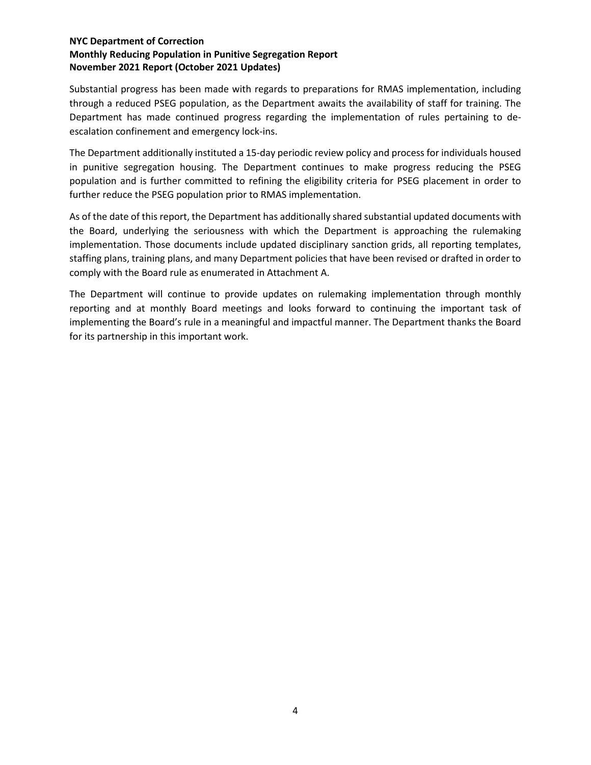Substantial progress has been made with regards to preparations for RMAS implementation, including through a reduced PSEG population, as the Department awaits the availability of staff for training. The Department has made continued progress regarding the implementation of rules pertaining to de-escalation confinement and emergency lock-ins.

The Department additionally instituted a 15-day periodic review policy and process for individuals housed in punitive segregation housing. The Department continues to make progress reducing the PSEG population and is further committed to refining the eligibility criteria for PSEG placement in order to further reduce the PSEG population prior to RMAS implementation.

As of the date of this report, the Department has additionally shared substantial updated documents with the Board, underlying the seriousness with which the Department is approaching the rulemaking implementation. Those documents include updated disciplinary sanction grids, all reporting templates, staffing plans, training plans, and many Department policies that have been revised or drafted in order to comply with the Board rule as enumerated in Attachment A.

The Department will continue to provide updates on rulemaking implementation through monthly reporting and at monthly Board meetings and looks forward to continuing the important task of implementing the Board's rule in a meaningful and impactful manner. The Department thanks the Board for its partnership in this important work.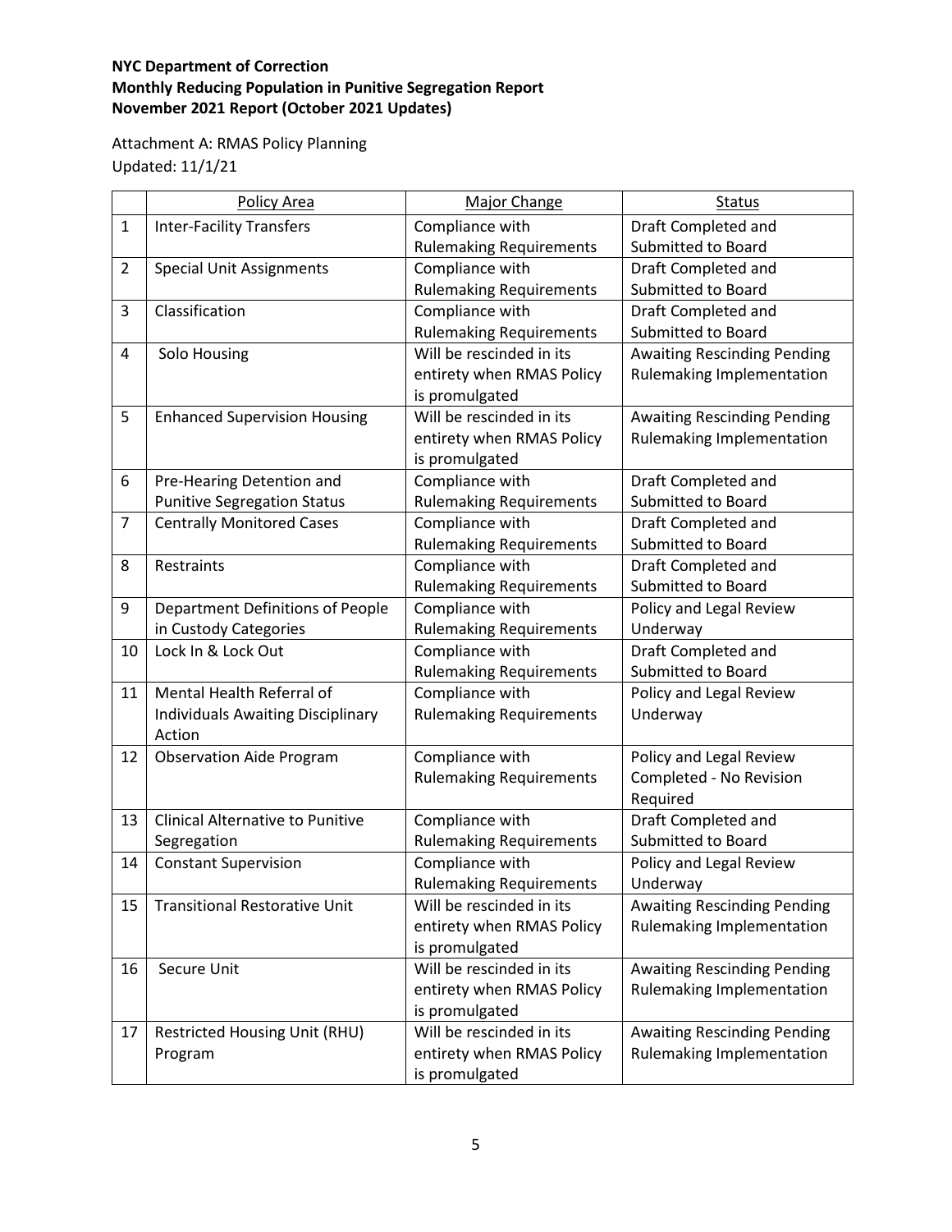**NYC Department of Correction**
**Monthly Reducing Population in Punitive Segregation Report**
**November 2021 Report (October 2021 Updates)**

Attachment A: RMAS Policy Planning
Updated: 11/1/21

| | Policy Area | Major Change | Status |
|---|---|---|---|
| 1 | Inter-Facility Transfers | Compliance with Rulemaking Requirements | Draft Completed and Submitted to Board |
| 2 | Special Unit Assignments | Compliance with Rulemaking Requirements | Draft Completed and Submitted to Board |
| 3 | Classification | Compliance with Rulemaking Requirements | Draft Completed and Submitted to Board |
| 4 | Solo Housing | Will be rescinded in its entirety when RMAS Policy is promulgated | Awaiting Rescinding Pending Rulemaking Implementation |
| 5 | Enhanced Supervision Housing | Will be rescinded in its entirety when RMAS Policy is promulgated | Awaiting Rescinding Pending Rulemaking Implementation |
| 6 | Pre-Hearing Detention and Punitive Segregation Status | Compliance with Rulemaking Requirements | Draft Completed and Submitted to Board |
| 7 | Centrally Monitored Cases | Compliance with Rulemaking Requirements | Draft Completed and Submitted to Board |
| 8 | Restraints | Compliance with Rulemaking Requirements | Draft Completed and Submitted to Board |
| 9 | Department Definitions of People in Custody Categories | Compliance with Rulemaking Requirements | Policy and Legal Review Underway |
| 10 | Lock In & Lock Out | Compliance with Rulemaking Requirements | Draft Completed and Submitted to Board |
| 11 | Mental Health Referral of Individuals Awaiting Disciplinary Action | Compliance with Rulemaking Requirements | Policy and Legal Review Underway |
| 12 | Observation Aide Program | Compliance with Rulemaking Requirements | Policy and Legal Review Completed - No Revision Required |
| 13 | Clinical Alternative to Punitive Segregation | Compliance with Rulemaking Requirements | Draft Completed and Submitted to Board |
| 14 | Constant Supervision | Compliance with Rulemaking Requirements | Policy and Legal Review Underway |
| 15 | Transitional Restorative Unit | Will be rescinded in its entirety when RMAS Policy is promulgated | Awaiting Rescinding Pending Rulemaking Implementation |
| 16 | Secure Unit | Will be rescinded in its entirety when RMAS Policy is promulgated | Awaiting Rescinding Pending Rulemaking Implementation |
| 17 | Restricted Housing Unit (RHU) Program | Will be rescinded in its entirety when RMAS Policy is promulgated | Awaiting Rescinding Pending Rulemaking Implementation |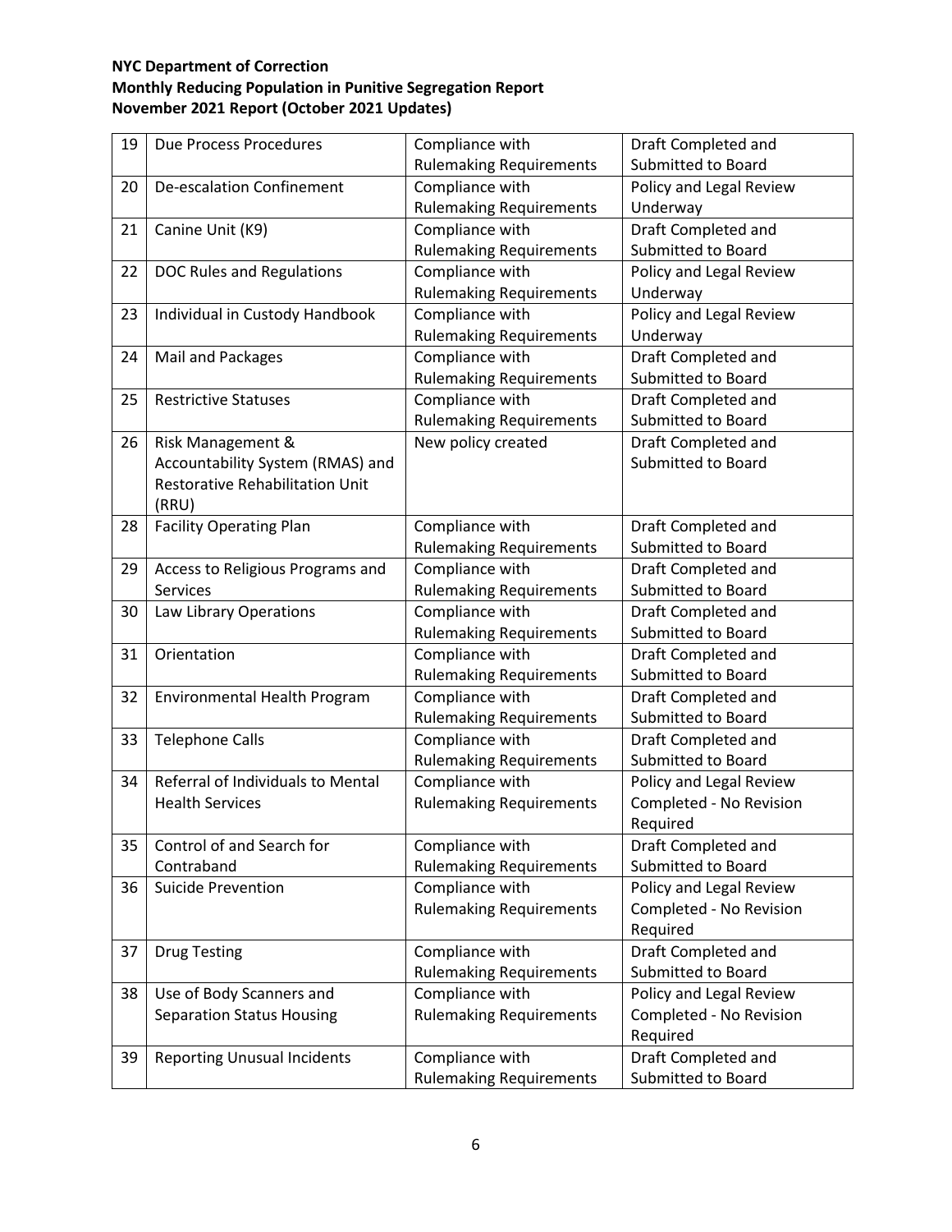**NYC Department of Correction**
**Monthly Reducing Population in Punitive Segregation Report**
**November 2021 Report (October 2021 Updates)**

| | | | |
|---|---|---|---|
| 19 | Due Process Procedures | Compliance with Rulemaking Requirements | Draft Completed and Submitted to Board |
| 20 | De-escalation Confinement | Compliance with Rulemaking Requirements | Policy and Legal Review Underway |
| 21 | Canine Unit (K9) | Compliance with Rulemaking Requirements | Draft Completed and Submitted to Board |
| 22 | DOC Rules and Regulations | Compliance with Rulemaking Requirements | Policy and Legal Review Underway |
| 23 | Individual in Custody Handbook | Compliance with Rulemaking Requirements | Policy and Legal Review Underway |
| 24 | Mail and Packages | Compliance with Rulemaking Requirements | Draft Completed and Submitted to Board |
| 25 | Restrictive Statuses | Compliance with Rulemaking Requirements | Draft Completed and Submitted to Board |
| 26 | Risk Management & Accountability System (RMAS) and Restorative Rehabilitation Unit (RRU) | New policy created | Draft Completed and Submitted to Board |
| 28 | Facility Operating Plan | Compliance with Rulemaking Requirements | Draft Completed and Submitted to Board |
| 29 | Access to Religious Programs and Services | Compliance with Rulemaking Requirements | Draft Completed and Submitted to Board |
| 30 | Law Library Operations | Compliance with Rulemaking Requirements | Draft Completed and Submitted to Board |
| 31 | Orientation | Compliance with Rulemaking Requirements | Draft Completed and Submitted to Board |
| 32 | Environmental Health Program | Compliance with Rulemaking Requirements | Draft Completed and Submitted to Board |
| 33 | Telephone Calls | Compliance with Rulemaking Requirements | Draft Completed and Submitted to Board |
| 34 | Referral of Individuals to Mental Health Services | Compliance with Rulemaking Requirements | Policy and Legal Review Completed - No Revision Required |
| 35 | Control of and Search for Contraband | Compliance with Rulemaking Requirements | Draft Completed and Submitted to Board |
| 36 | Suicide Prevention | Compliance with Rulemaking Requirements | Policy and Legal Review Completed - No Revision Required |
| 37 | Drug Testing | Compliance with Rulemaking Requirements | Draft Completed and Submitted to Board |
| 38 | Use of Body Scanners and Separation Status Housing | Compliance with Rulemaking Requirements | Policy and Legal Review Completed - No Revision Required |
| 39 | Reporting Unusual Incidents | Compliance with Rulemaking Requirements | Draft Completed and Submitted to Board |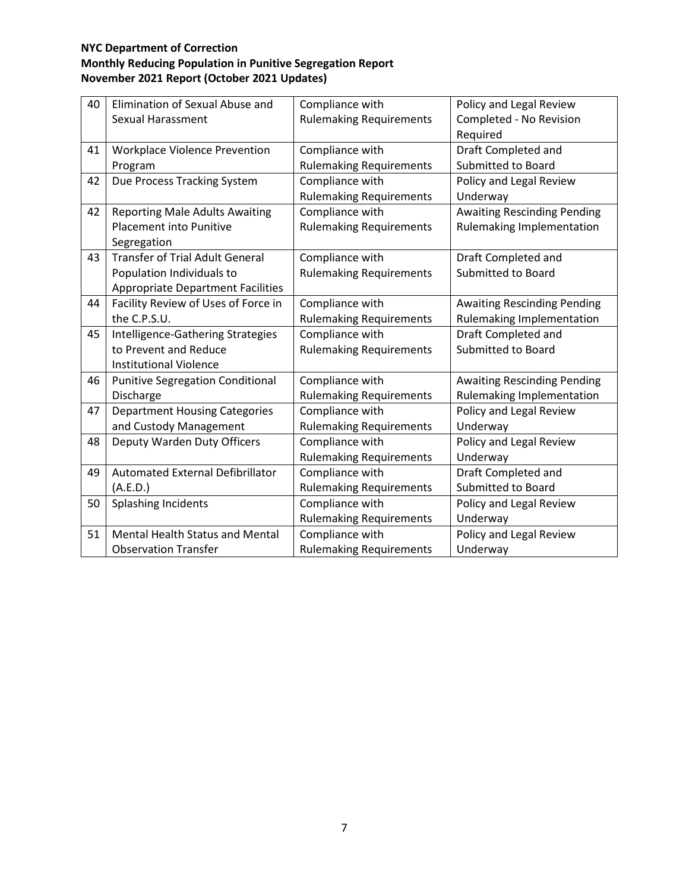**NYC Department of Correction**
**Monthly Reducing Population in Punitive Segregation Report**
**November 2021 Report (October 2021 Updates)**

| | | | |
|---|---|---|---|
| 40 | Elimination of Sexual Abuse and Sexual Harassment | Compliance with Rulemaking Requirements | Policy and Legal Review Completed - No Revision Required |
| 41 | Workplace Violence Prevention Program | Compliance with Rulemaking Requirements | Draft Completed and Submitted to Board |
| 42 | Due Process Tracking System | Compliance with Rulemaking Requirements | Policy and Legal Review Underway |
| 42 | Reporting Male Adults Awaiting Placement into Punitive Segregation | Compliance with Rulemaking Requirements | Awaiting Rescinding Pending Rulemaking Implementation |
| 43 | Transfer of Trial Adult General Population Individuals to Appropriate Department Facilities | Compliance with Rulemaking Requirements | Draft Completed and Submitted to Board |
| 44 | Facility Review of Uses of Force in the C.P.S.U. | Compliance with Rulemaking Requirements | Awaiting Rescinding Pending Rulemaking Implementation |
| 45 | Intelligence-Gathering Strategies to Prevent and Reduce Institutional Violence | Compliance with Rulemaking Requirements | Draft Completed and Submitted to Board |
| 46 | Punitive Segregation Conditional Discharge | Compliance with Rulemaking Requirements | Awaiting Rescinding Pending Rulemaking Implementation |
| 47 | Department Housing Categories and Custody Management | Compliance with Rulemaking Requirements | Policy and Legal Review Underway |
| 48 | Deputy Warden Duty Officers | Compliance with Rulemaking Requirements | Policy and Legal Review Underway |
| 49 | Automated External Defibrillator (A.E.D.) | Compliance with Rulemaking Requirements | Draft Completed and Submitted to Board |
| 50 | Splashing Incidents | Compliance with Rulemaking Requirements | Policy and Legal Review Underway |
| 51 | Mental Health Status and Mental Observation Transfer | Compliance with Rulemaking Requirements | Policy and Legal Review Underway |